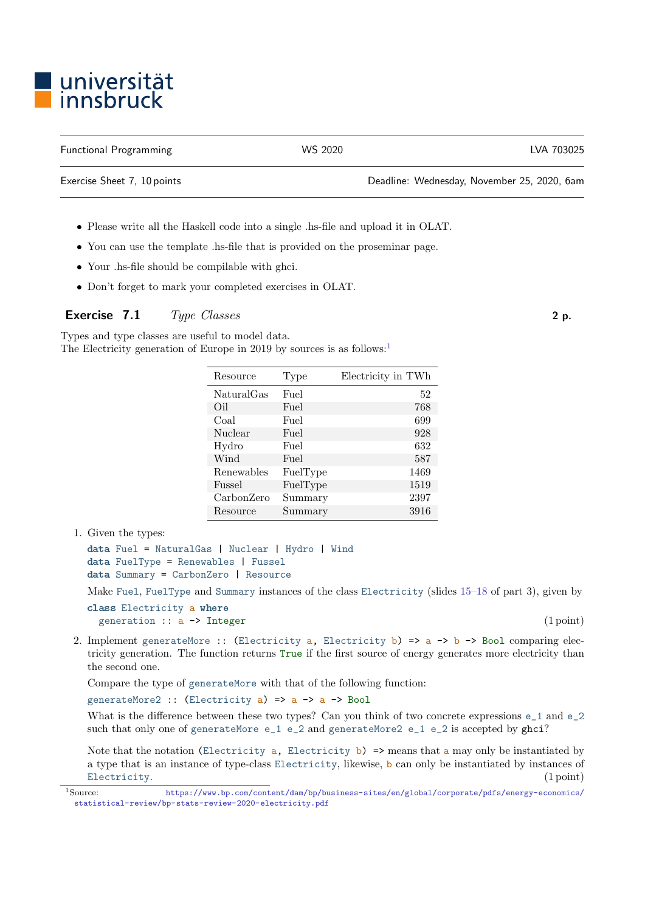universität innsbruck

| Functional Programming | WS 2020 | LVA 703025 |
|---|---|---|
| Exercise Sheet 7, 10 points | | Deadline: Wednesday, November 25, 2020, 6am |

- Please write all the Haskell code into a single .hs-file and upload it in OLAT.
- You can use the template .hs-file that is provided on the proseminar page.
- Your .hs-file should be compilable with ghci.
- Don't forget to mark your completed exercises in OLAT.

## Exercise 7.1 *Type Classes* **2 p.**

Types and type classes are useful to model data.
The Electricity generation of Europe in 2019 by sources is as follows:[1]

| Resource | Type | Electricity in TWh |
|---|---|---|
| NaturalGas | Fuel | 52 |
| Oil | Fuel | 768 |
| Coal | Fuel | 699 |
| Nuclear | Fuel | 928 |
| Hydro | Fuel | 632 |
| Wind | Fuel | 587 |
| Renewables | FuelType | 1469 |
| Fussel | FuelType | 1519 |
| CarbonZero | Summary | 2397 |
| Resource | Summary | 3916 |

1. Given the types:

```
data Fuel = NaturalGas | Nuclear | Hydro | Wind
data FuelType = Renewables | Fussel
data Summary = CarbonZero | Resource
```

   Make `Fuel`, `FuelType` and `Summary` instances of the class `Electricity` (slides 15–18 of part 3), given by

```
class Electricity a where
  generation :: a -> Integer
```

   (1 point)

2. Implement `generateMore :: (Electricity a, Electricity b) => a -> b -> Bool` comparing electricity generation. The function returns `True` if the first source of energy generates more electricity than the second one.

   Compare the type of `generateMore` with that of the following function:

   `generateMore2 :: (Electricity a) => a -> a -> Bool`

   What is the difference between these two types? Can you think of two concrete expressions `e_1` and `e_2` such that only one of `generateMore e_1 e_2` and `generateMore2 e_1 e_2` is accepted by `ghci`?

   Note that the notation `(Electricity a, Electricity b) =>` means that `a` may only be instantiated by a type that is an instance of type-class `Electricity`, likewise, `b` can only be instantiated by instances of `Electricity`. (1 point)

[1] Source: https://www.bp.com/content/dam/bp/business-sites/en/global/corporate/pdfs/energy-economics/statistical-review/bp-stats-review-2020-electricity.pdf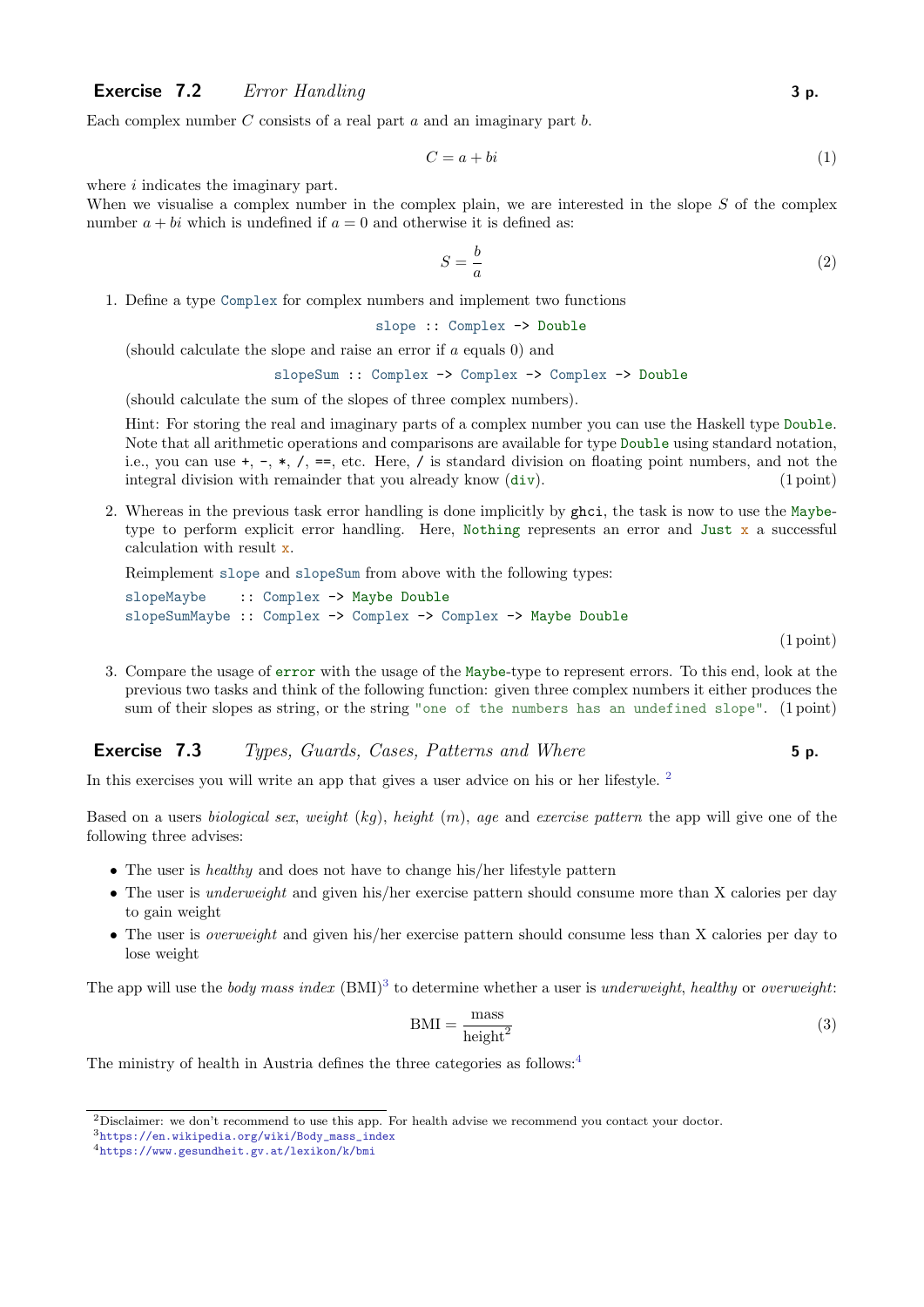## Exercise 7.2 *Error Handling* **3 p.**

Each complex number $C$ consists of a real part $a$ and an imaginary part $b$.

$$C = a + bi \tag{1}$$

where $i$ indicates the imaginary part.
When we visualise a complex number in the complex plain, we are interested in the slope $S$ of the complex number $a + bi$ which is undefined if $a = 0$ and otherwise it is defined as:

$$S = \frac{b}{a} \tag{2}$$

1. Define a type `Complex` for complex numbers and implement two functions

   ```
   slope :: Complex -> Double
   ```

   (should calculate the slope and raise an error if $a$ equals 0) and

   ```
   slopeSum :: Complex -> Complex -> Complex -> Double
   ```

   (should calculate the sum of the slopes of three complex numbers).

   Hint: For storing the real and imaginary parts of a complex number you can use the Haskell type `Double`. Note that all arithmetic operations and comparisons are available for type `Double` using standard notation, i.e., you can use `+`, `-`, `*`, `/`, `==`, etc. Here, `/` is standard division on floating point numbers, and not the integral division with remainder that you already know (`div`). (1 point)

2. Whereas in the previous task error handling is done implicitly by `ghci`, the task is now to use the `Maybe`-type to perform explicit error handling. Here, `Nothing` represents an error and `Just x` a successful calculation with result `x`.

   Reimplement `slope` and `slopeSum` from above with the following types:

   ```
   slopeMaybe    :: Complex -> Maybe Double
   slopeSumMaybe :: Complex -> Complex -> Complex -> Maybe Double
   ```

   (1 point)

3. Compare the usage of `error` with the usage of the `Maybe`-type to represent errors. To this end, look at the previous two tasks and think of the following function: given three complex numbers it either produces the sum of their slopes as string, or the string `"one of the numbers has an undefined slope"`. (1 point)

## Exercise 7.3 *Types, Guards, Cases, Patterns and Where* **5 p.**

In this exercises you will write an app that gives a user advice on his or her lifestyle. [2]

Based on a users *biological sex*, *weight* (*kg*), *height* (*m*), *age* and *exercise pattern* the app will give one of the following three advises:

- The user is *healthy* and does not have to change his/her lifestyle pattern
- The user is *underweight* and given his/her exercise pattern should consume more than X calories per day to gain weight
- The user is *overweight* and given his/her exercise pattern should consume less than X calories per day to lose weight

The app will use the *body mass index* (BMI)[3] to determine whether a user is *underweight*, *healthy* or *overweight*:

$$\text{BMI} = \frac{\text{mass}}{\text{height}^2} \tag{3}$$

The ministry of health in Austria defines the three categories as follows:[4]

---

[2] Disclaimer: we don't recommend to use this app. For health advise we recommend you contact your doctor.
[3] https://en.wikipedia.org/wiki/Body_mass_index
[4] https://www.gesundheit.gv.at/lexikon/k/bmi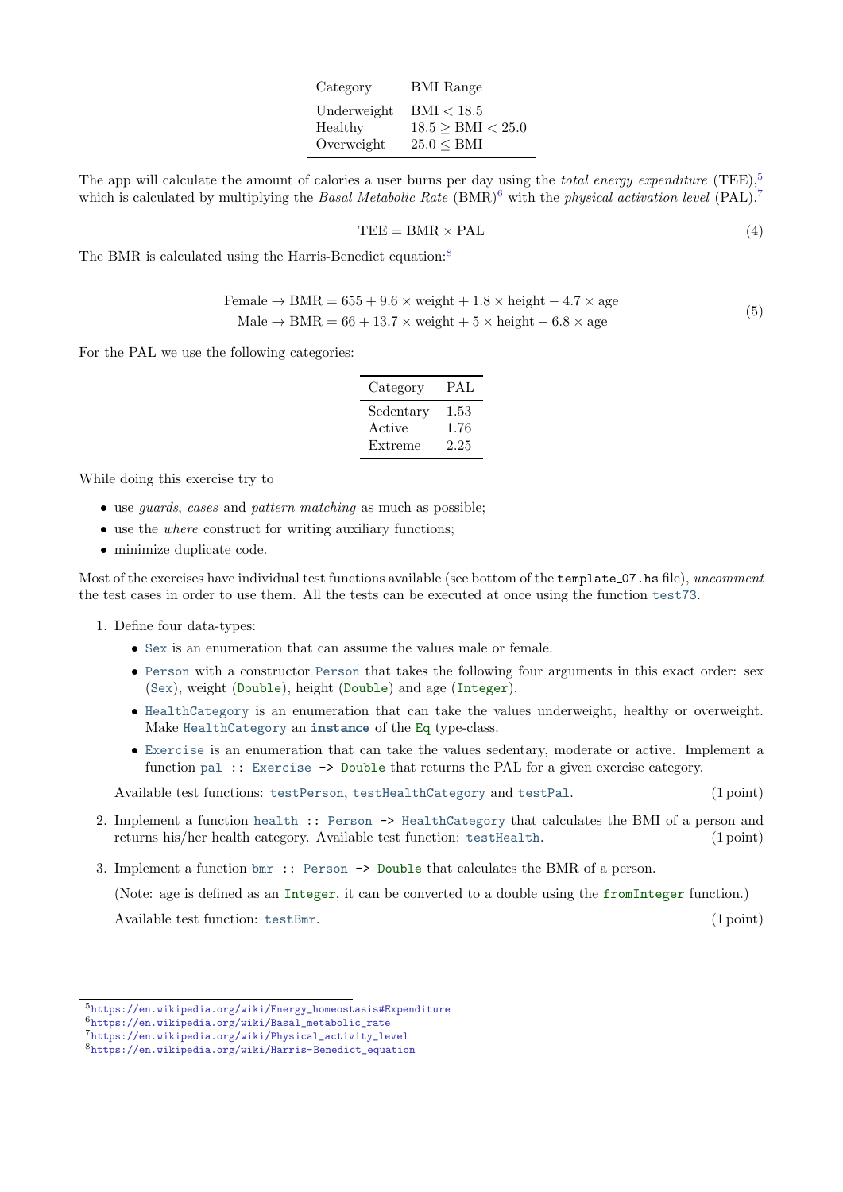| Category | BMI Range |
| --- | --- |
| Underweight | BMI $< 18.5$ |
| Healthy | $18.5 \geq$ BMI $< 25.0$ |
| Overweight | $25.0 \leq$ BMI |

The app will calculate the amount of calories a user burns per day using the *total energy expenditure* (TEE),[5] which is calculated by multiplying the *Basal Metabolic Rate* (BMR)[6] with the *physical activation level* (PAL).[7]

$$\text{TEE} = \text{BMR} \times \text{PAL} \tag{4}$$

The BMR is calculated using the Harris-Benedict equation:[8]

$$\begin{aligned} \text{Female} &\rightarrow \text{BMR} = 655 + 9.6 \times \text{weight} + 1.8 \times \text{height} - 4.7 \times \text{age} \\ \text{Male} &\rightarrow \text{BMR} = 66 + 13.7 \times \text{weight} + 5 \times \text{height} - 6.8 \times \text{age} \end{aligned} \tag{5}$$

For the PAL we use the following categories:

| Category | PAL |
| --- | --- |
| Sedentary | 1.53 |
| Active | 1.76 |
| Extreme | 2.25 |

While doing this exercise try to

- use *guards*, *cases* and *pattern matching* as much as possible;
- use the *where* construct for writing auxiliary functions;
- minimize duplicate code.

Most of the exercises have individual test functions available (see bottom of the `template_07.hs` file), *uncomment* the test cases in order to use them. All the tests can be executed at once using the function `test73`.

1. Define four data-types:
   - `Sex` is an enumeration that can assume the values male or female.
   - `Person` with a constructor `Person` that takes the following four arguments in this exact order: sex (`Sex`), weight (`Double`), height (`Double`) and age (`Integer`).
   - `HealthCategory` is an enumeration that can take the values underweight, healthy or overweight. Make `HealthCategory` an **instance** of the `Eq` type-class.
   - `Exercise` is an enumeration that can take the values sedentary, moderate or active. Implement a function `pal :: Exercise -> Double` that returns the PAL for a given exercise category.

   Available test functions: `testPerson`, `testHealthCategory` and `testPal`. (1 point)

2. Implement a function `health :: Person -> HealthCategory` that calculates the BMI of a person and returns his/her health category. Available test function: `testHealth`. (1 point)

3. Implement a function `bmr :: Person -> Double` that calculates the BMR of a person.

   (Note: age is defined as an `Integer`, it can be converted to a double using the `fromInteger` function.)

   Available test function: `testBmr`. (1 point)

---

[5] https://en.wikipedia.org/wiki/Energy_homeostasis#Expenditure
[6] https://en.wikipedia.org/wiki/Basal_metabolic_rate
[7] https://en.wikipedia.org/wiki/Physical_activity_level
[8] https://en.wikipedia.org/wiki/Harris-Benedict_equation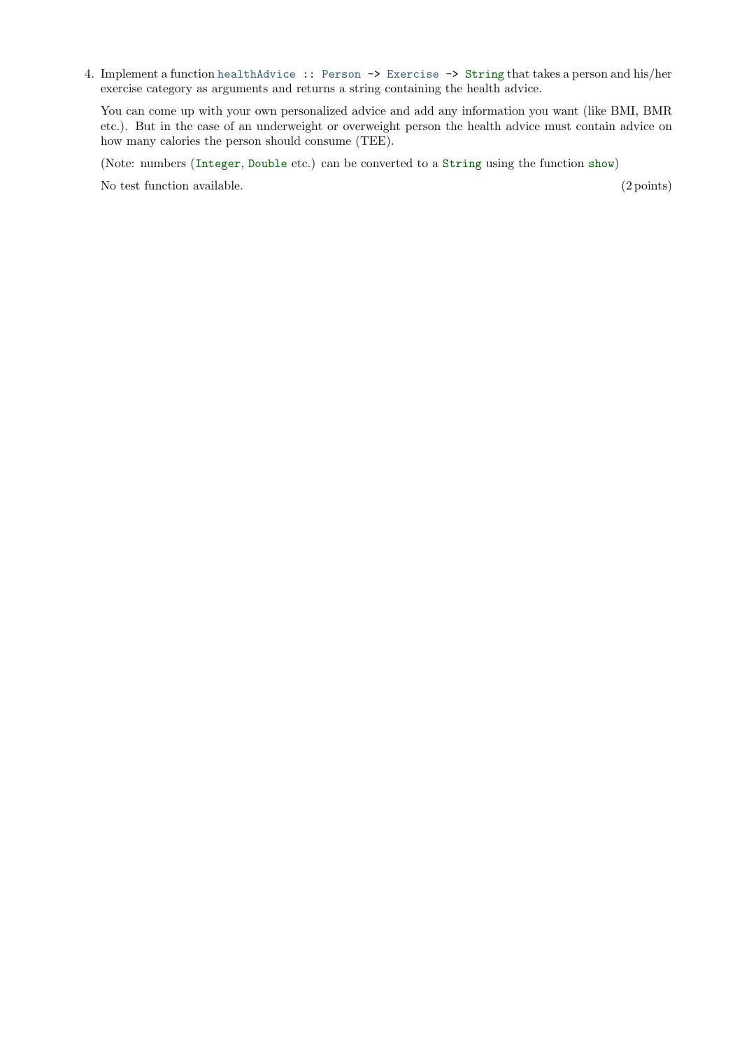4. Implement a function `healthAdvice :: Person -> Exercise -> String` that takes a person and his/her exercise category as arguments and returns a string containing the health advice.

   You can come up with your own personalized advice and add any information you want (like BMI, BMR etc.). But in the case of an underweight or overweight person the health advice must contain advice on how many calories the person should consume (TEE).

   (Note: numbers (`Integer`, `Double` etc.) can be converted to a `String` using the function `show`)

   No test function available. (2 points)